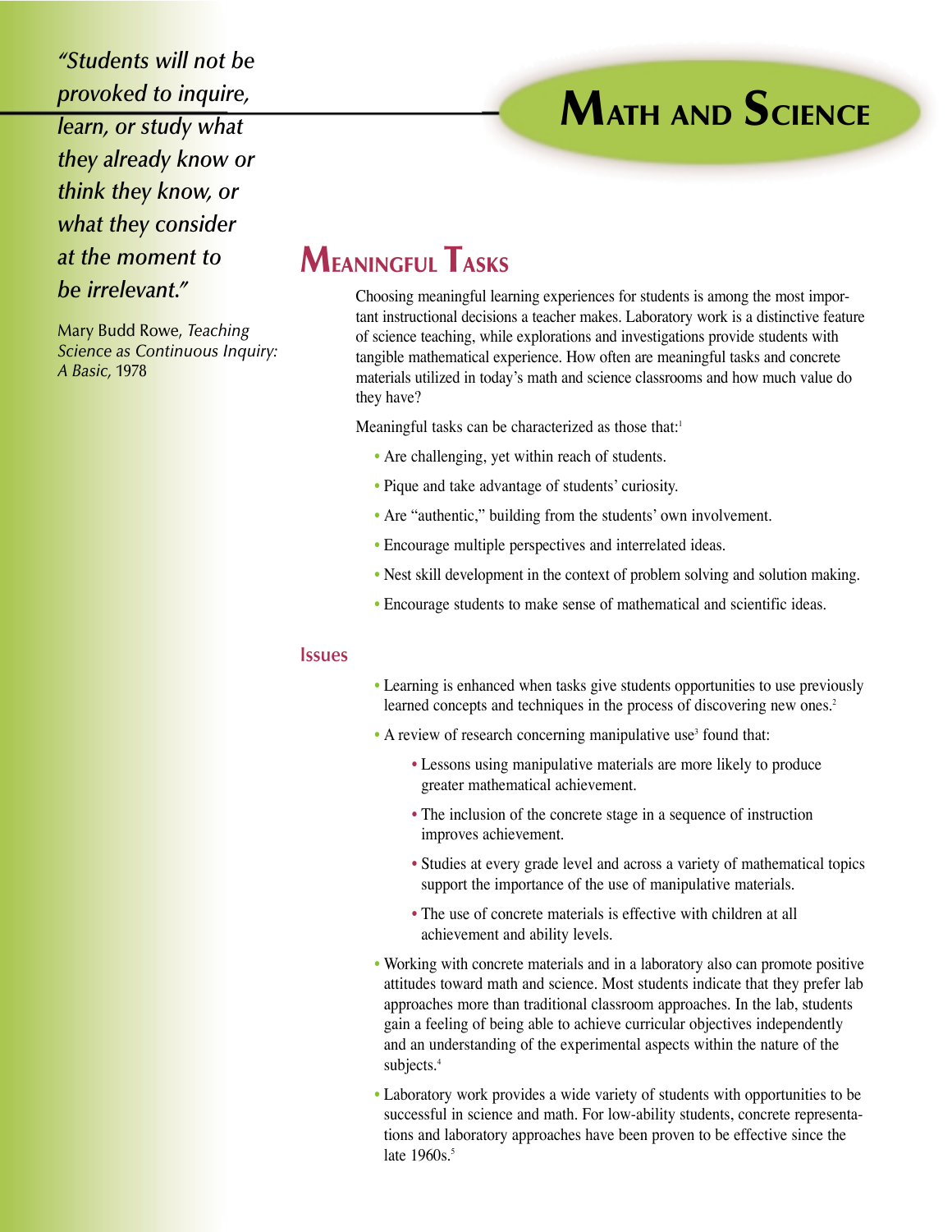# Math and Science

> *"Students will not be provoked to inquire, learn, or study what they already know or think they know, or what they consider at the moment to be irrelevant."*
>
> Mary Budd Rowe, *Teaching Science as Continuous Inquiry: A Basic*, 1978

## Meaningful Tasks

Choosing meaningful learning experiences for students is among the most important instructional decisions a teacher makes. Laboratory work is a distinctive feature of science teaching, while explorations and investigations provide students with tangible mathematical experience. How often are meaningful tasks and concrete materials utilized in today's math and science classrooms and how much value do they have?

Meaningful tasks can be characterized as those that:[1]

- Are challenging, yet within reach of students.
- Pique and take advantage of students' curiosity.
- Are "authentic," building from the students' own involvement.
- Encourage multiple perspectives and interrelated ideas.
- Nest skill development in the context of problem solving and solution making.
- Encourage students to make sense of mathematical and scientific ideas.

### Issues

- Learning is enhanced when tasks give students opportunities to use previously learned concepts and techniques in the process of discovering new ones.[2]
- A review of research concerning manipulative use[3] found that:
  - Lessons using manipulative materials are more likely to produce greater mathematical achievement.
  - The inclusion of the concrete stage in a sequence of instruction improves achievement.
  - Studies at every grade level and across a variety of mathematical topics support the importance of the use of manipulative materials.
  - The use of concrete materials is effective with children at all achievement and ability levels.
- Working with concrete materials and in a laboratory also can promote positive attitudes toward math and science. Most students indicate that they prefer lab approaches more than traditional classroom approaches. In the lab, students gain a feeling of being able to achieve curricular objectives independently and an understanding of the experimental aspects within the nature of the subjects.[4]
- Laboratory work provides a wide variety of students with opportunities to be successful in science and math. For low-ability students, concrete representations and laboratory approaches have been proven to be effective since the late 1960s.[5]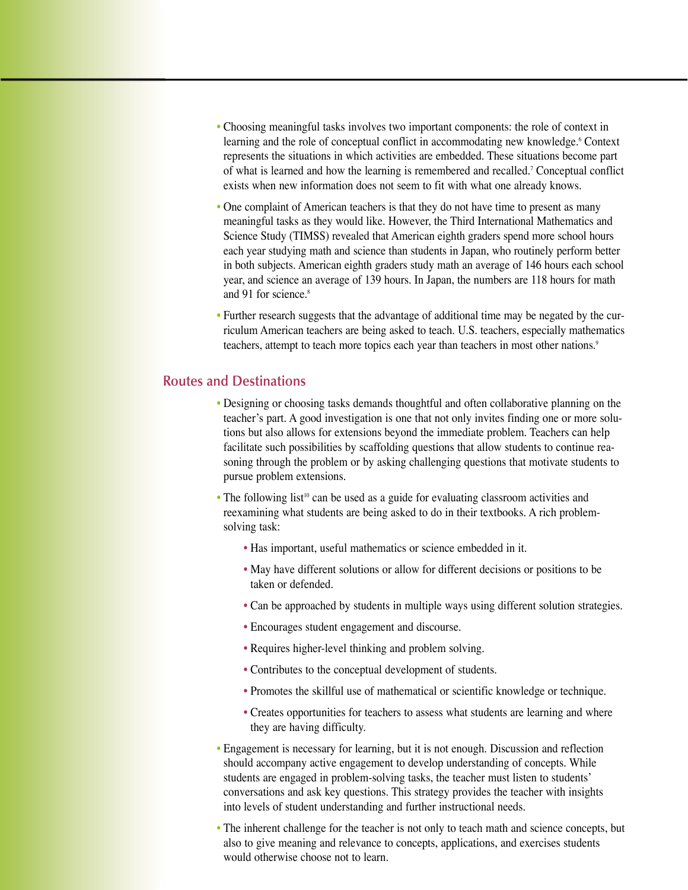- Choosing meaningful tasks involves two important components: the role of context in learning and the role of conceptual conflict in accommodating new knowledge.[6] Context represents the situations in which activities are embedded. These situations become part of what is learned and how the learning is remembered and recalled.[7] Conceptual conflict exists when new information does not seem to fit with what one already knows.
- One complaint of American teachers is that they do not have time to present as many meaningful tasks as they would like. However, the Third International Mathematics and Science Study (TIMSS) revealed that American eighth graders spend more school hours each year studying math and science than students in Japan, who routinely perform better in both subjects. American eighth graders study math an average of 146 hours each school year, and science an average of 139 hours. In Japan, the numbers are 118 hours for math and 91 for science.[8]
- Further research suggests that the advantage of additional time may be negated by the curriculum American teachers are being asked to teach. U.S. teachers, especially mathematics teachers, attempt to teach more topics each year than teachers in most other nations.[9]

## Routes and Destinations

- Designing or choosing tasks demands thoughtful and often collaborative planning on the teacher's part. A good investigation is one that not only invites finding one or more solutions but also allows for extensions beyond the immediate problem. Teachers can help facilitate such possibilities by scaffolding questions that allow students to continue reasoning through the problem or by asking challenging questions that motivate students to pursue problem extensions.
- The following list[10] can be used as a guide for evaluating classroom activities and reexamining what students are being asked to do in their textbooks. A rich problem-solving task:
  - Has important, useful mathematics or science embedded in it.
  - May have different solutions or allow for different decisions or positions to be taken or defended.
  - Can be approached by students in multiple ways using different solution strategies.
  - Encourages student engagement and discourse.
  - Requires higher-level thinking and problem solving.
  - Contributes to the conceptual development of students.
  - Promotes the skillful use of mathematical or scientific knowledge or technique.
  - Creates opportunities for teachers to assess what students are learning and where they are having difficulty.
- Engagement is necessary for learning, but it is not enough. Discussion and reflection should accompany active engagement to develop understanding of concepts. While students are engaged in problem-solving tasks, the teacher must listen to students' conversations and ask key questions. This strategy provides the teacher with insights into levels of student understanding and further instructional needs.
- The inherent challenge for the teacher is not only to teach math and science concepts, but also to give meaning and relevance to concepts, applications, and exercises students would otherwise choose not to learn.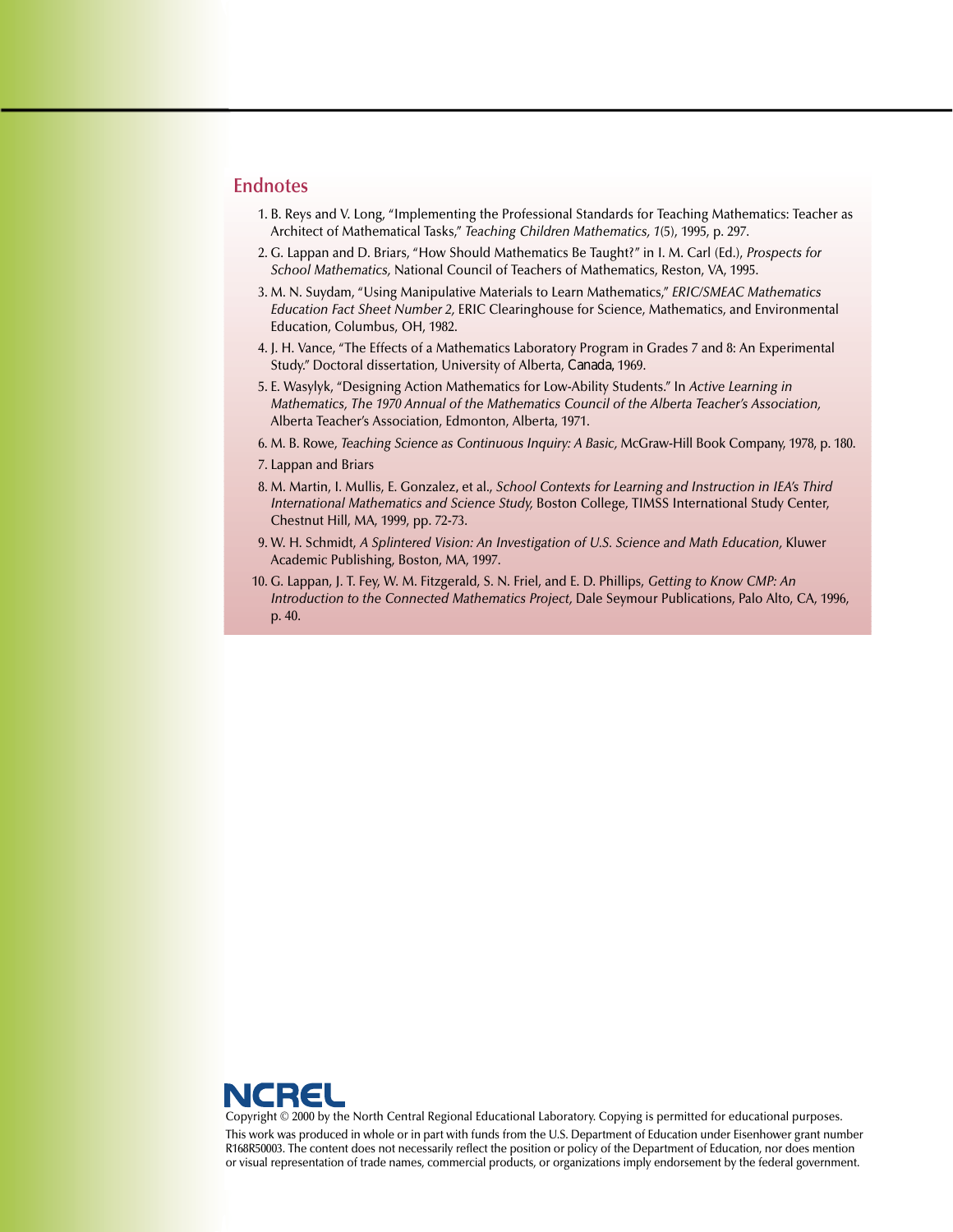## Endnotes

1. B. Reys and V. Long, "Implementing the Professional Standards for Teaching Mathematics: Teacher as Architect of Mathematical Tasks," *Teaching Children Mathematics, 1*(5), 1995, p. 297.
2. G. Lappan and D. Briars, "How Should Mathematics Be Taught?" in I. M. Carl (Ed.), *Prospects for School Mathematics,* National Council of Teachers of Mathematics, Reston, VA, 1995.
3. M. N. Suydam, "Using Manipulative Materials to Learn Mathematics," *ERIC/SMEAC Mathematics Education Fact Sheet Number 2,* ERIC Clearinghouse for Science, Mathematics, and Environmental Education, Columbus, OH, 1982.
4. J. H. Vance, "The Effects of a Mathematics Laboratory Program in Grades 7 and 8: An Experimental Study." Doctoral dissertation, University of Alberta, Canada, 1969.
5. E. Wasylyk, "Designing Action Mathematics for Low-Ability Students." In *Active Learning in Mathematics, The 1970 Annual of the Mathematics Council of the Alberta Teacher's Association,* Alberta Teacher's Association, Edmonton, Alberta, 1971.
6. M. B. Rowe, *Teaching Science as Continuous Inquiry: A Basic,* McGraw-Hill Book Company, 1978, p. 180.
7. Lappan and Briars
8. M. Martin, I. Mullis, E. Gonzalez, et al., *School Contexts for Learning and Instruction in IEA's Third International Mathematics and Science Study,* Boston College, TIMSS International Study Center, Chestnut Hill, MA, 1999, pp. 72-73.
9. W. H. Schmidt, *A Splintered Vision: An Investigation of U.S. Science and Math Education,* Kluwer Academic Publishing, Boston, MA, 1997.
10. G. Lappan, J. T. Fey, W. M. Fitzgerald, S. N. Friel, and E. D. Phillips, *Getting to Know CMP: An Introduction to the Connected Mathematics Project,* Dale Seymour Publications, Palo Alto, CA, 1996, p. 40.

NCREL

Copyright © 2000 by the North Central Regional Educational Laboratory. Copying is permitted for educational purposes.

This work was produced in whole or in part with funds from the U.S. Department of Education under Eisenhower grant number R168R50003. The content does not necessarily reflect the position or policy of the Department of Education, nor does mention or visual representation of trade names, commercial products, or organizations imply endorsement by the federal government.